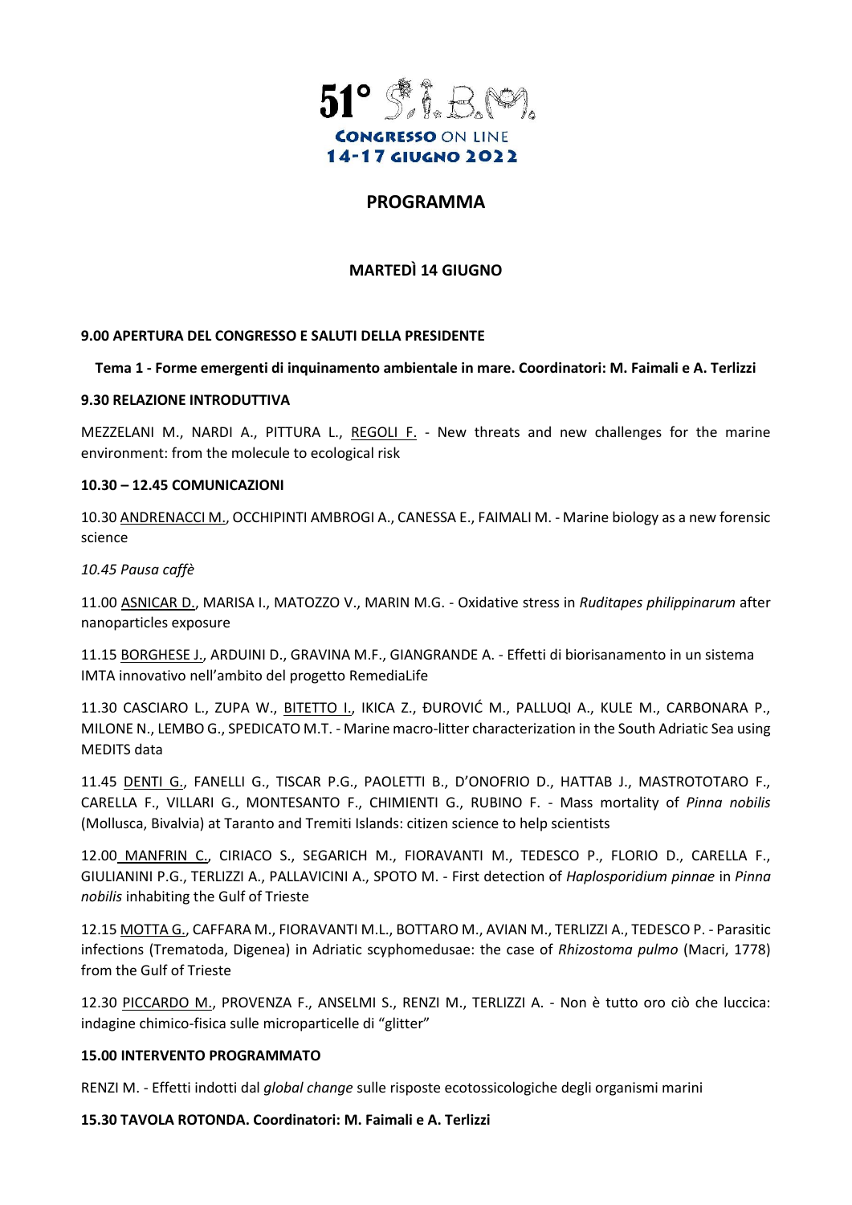# 51° S.I.B.M.

**CONGRESSO ON LINE**
**14-17 GIUGNO 2022**

## PROGRAMMA

### MARTEDÌ 14 GIUGNO

**9.00 APERTURA DEL CONGRESSO E SALUTI DELLA PRESIDENTE**

**Tema 1 - Forme emergenti di inquinamento ambientale in mare. Coordinatori: M. Faimali e A. Terlizzi**

**9.30 RELAZIONE INTRODUTTIVA**

MEZZELANI M., NARDI A., PITTURA L., REGOLI F. - New threats and new challenges for the marine environment: from the molecule to ecological risk

**10.30 – 12.45 COMUNICAZIONI**

10.30 ANDRENACCI M., OCCHIPINTI AMBROGI A., CANESSA E., FAIMALI M. - Marine biology as a new forensic science

*10.45 Pausa caffè*

11.00 ASNICAR D., MARISA I., MATOZZO V., MARIN M.G. - Oxidative stress in *Ruditapes philippinarum* after nanoparticles exposure

11.15 BORGHESE J., ARDUINI D., GRAVINA M.F., GIANGRANDE A. - Effetti di biorisanamento in un sistema IMTA innovativo nell'ambito del progetto RemediaLife

11.30 CASCIARO L., ZUPA W., BITETTO I., IKICA Z., ĐUROVIĆ M., PALLUQI A., KULE M., CARBONARA P., MILONE N., LEMBO G., SPEDICATO M.T. - Marine macro-litter characterization in the South Adriatic Sea using MEDITS data

11.45 DENTI G., FANELLI G., TISCAR P.G., PAOLETTI B., D'ONOFRIO D., HATTAB J., MASTROTOTARO F., CARELLA F., VILLARI G., MONTESANTO F., CHIMIENTI G., RUBINO F. - Mass mortality of *Pinna nobilis* (Mollusca, Bivalvia) at Taranto and Tremiti Islands: citizen science to help scientists

12.00 MANFRIN C., CIRIACO S., SEGARICH M., FIORAVANTI M., TEDESCO P., FLORIO D., CARELLA F., GIULIANINI P.G., TERLIZZI A., PALLAVICINI A., SPOTO M. - First detection of *Haplosporidium pinnae* in *Pinna nobilis* inhabiting the Gulf of Trieste

12.15 MOTTA G., CAFFARA M., FIORAVANTI M.L., BOTTARO M., AVIAN M., TERLIZZI A., TEDESCO P. - Parasitic infections (Trematoda, Digenea) in Adriatic scyphomedusae: the case of *Rhizostoma pulmo* (Macri, 1778) from the Gulf of Trieste

12.30 PICCARDO M., PROVENZA F., ANSELMI S., RENZI M., TERLIZZI A. - Non è tutto oro ciò che luccica: indagine chimico-fisica sulle microparticelle di "glitter"

**15.00 INTERVENTO PROGRAMMATO**

RENZI M. - Effetti indotti dal *global change* sulle risposte ecotossicologiche degli organismi marini

**15.30 TAVOLA ROTONDA. Coordinatori: M. Faimali e A. Terlizzi**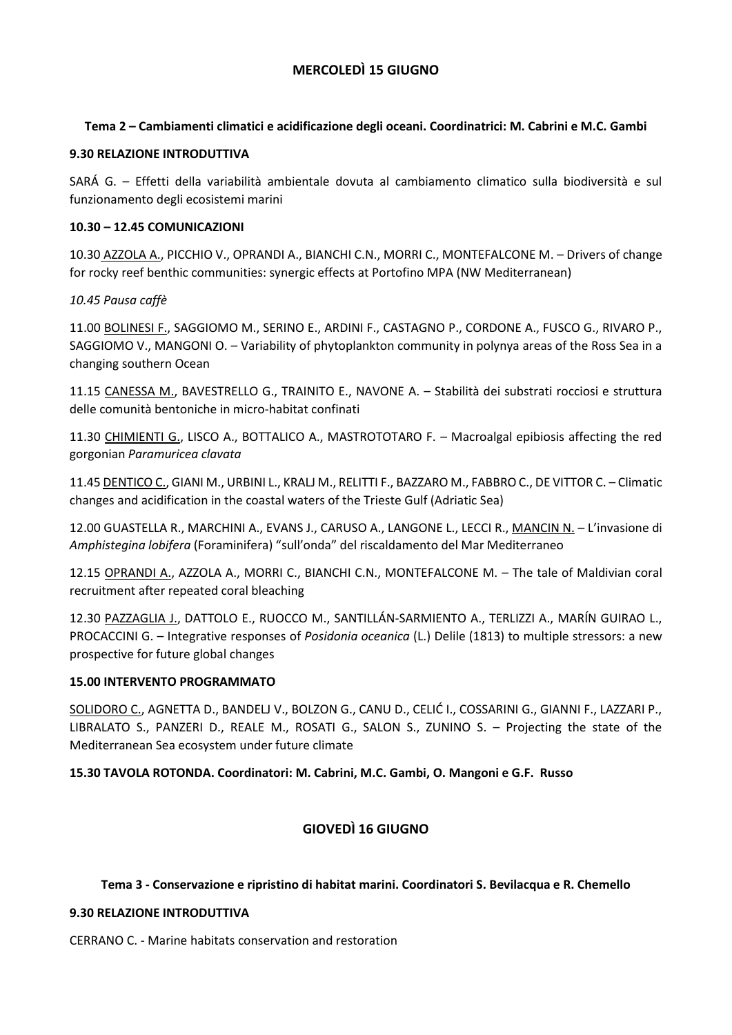## MERCOLEDÌ 15 GIUGNO

### Tema 2 – Cambiamenti climatici e acidificazione degli oceani. Coordinatrici: M. Cabrini e M.C. Gambi

**9.30 RELAZIONE INTRODUTTIVA**

SARÁ G. – Effetti della variabilità ambientale dovuta al cambiamento climatico sulla biodiversità e sul funzionamento degli ecosistemi marini

**10.30 – 12.45 COMUNICAZIONI**

10.30 AZZOLA A., PICCHIO V., OPRANDI A., BIANCHI C.N., MORRI C., MONTEFALCONE M. – Drivers of change for rocky reef benthic communities: synergic effects at Portofino MPA (NW Mediterranean)

*10.45 Pausa caffè*

11.00 BOLINESI F., SAGGIOMO M., SERINO E., ARDINI F., CASTAGNO P., CORDONE A., FUSCO G., RIVARO P., SAGGIOMO V., MANGONI O. – Variability of phytoplankton community in polynya areas of the Ross Sea in a changing southern Ocean

11.15 CANESSA M., BAVESTRELLO G., TRAINITO E., NAVONE A. – Stabilità dei substrati rocciosi e struttura delle comunità bentoniche in micro-habitat confinati

11.30 CHIMIENTI G., LISCO A., BOTTALICO A., MASTROTOTARO F. – Macroalgal epibiosis affecting the red gorgonian *Paramuricea clavata*

11.45 DENTICO C., GIANI M., URBINI L., KRALJ M., RELITTI F., BAZZARO M., FABBRO C., DE VITTOR C. – Climatic changes and acidification in the coastal waters of the Trieste Gulf (Adriatic Sea)

12.00 GUASTELLA R., MARCHINI A., EVANS J., CARUSO A., LANGONE L., LECCI R., MANCIN N. – L'invasione di *Amphistegina lobifera* (Foraminifera) "sull'onda" del riscaldamento del Mar Mediterraneo

12.15 OPRANDI A., AZZOLA A., MORRI C., BIANCHI C.N., MONTEFALCONE M. – The tale of Maldivian coral recruitment after repeated coral bleaching

12.30 PAZZAGLIA J., DATTOLO E., RUOCCO M., SANTILLÁN-SARMIENTO A., TERLIZZI A., MARÍN GUIRAO L., PROCACCINI G. – Integrative responses of *Posidonia oceanica* (L.) Delile (1813) to multiple stressors: a new prospective for future global changes

**15.00 INTERVENTO PROGRAMMATO**

SOLIDORO C., AGNETTA D., BANDELJ V., BOLZON G., CANU D., CELIĆ I., COSSARINI G., GIANNI F., LAZZARI P., LIBRALATO S., PANZERI D., REALE M., ROSATI G., SALON S., ZUNINO S. – Projecting the state of the Mediterranean Sea ecosystem under future climate

**15.30 TAVOLA ROTONDA. Coordinatori: M. Cabrini, M.C. Gambi, O. Mangoni e G.F. Russo**

## GIOVEDÌ 16 GIUGNO

### Tema 3 - Conservazione e ripristino di habitat marini. Coordinatori S. Bevilacqua e R. Chemello

**9.30 RELAZIONE INTRODUTTIVA**

CERRANO C. - Marine habitats conservation and restoration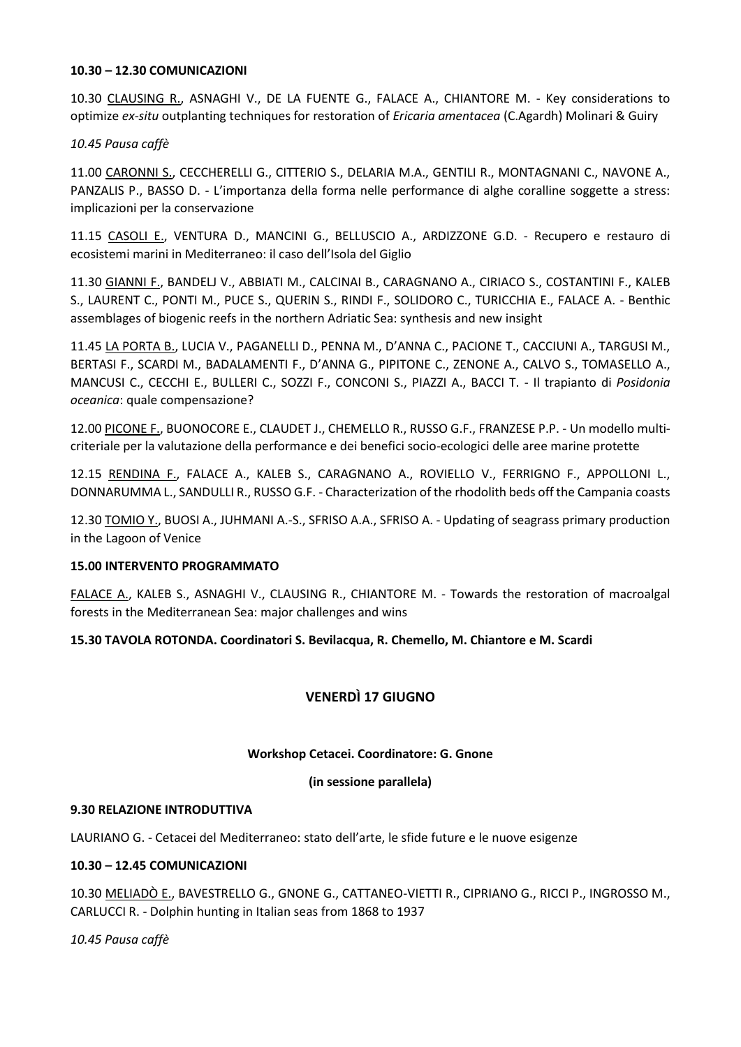**10.30 – 12.30 COMUNICAZIONI**

10.30 <u>CLAUSING R.</u>, ASNAGHI V., DE LA FUENTE G., FALACE A., CHIANTORE M. - Key considerations to optimize *ex-situ* outplanting techniques for restoration of *Ericaria amentacea* (C.Agardh) Molinari & Guiry

*10.45 Pausa caffè*

11.00 <u>CARONNI S.</u>, CECCHERELLI G., CITTERIO S., DELARIA M.A., GENTILI R., MONTAGNANI C., NAVONE A., PANZALIS P., BASSO D. - L'importanza della forma nelle performance di alghe coralline soggette a stress: implicazioni per la conservazione

11.15 <u>CASOLI E.</u>, VENTURA D., MANCINI G., BELLUSCIO A., ARDIZZONE G.D. - Recupero e restauro di ecosistemi marini in Mediterraneo: il caso dell'Isola del Giglio

11.30 <u>GIANNI F.</u>, BANDELJ V., ABBIATI M., CALCINAI B., CARAGNANO A., CIRIACO S., COSTANTINI F., KALEB S., LAURENT C., PONTI M., PUCE S., QUERIN S., RINDI F., SOLIDORO C., TURICCHIA E., FALACE A. - Benthic assemblages of biogenic reefs in the northern Adriatic Sea: synthesis and new insight

11.45 <u>LA PORTA B.</u>, LUCIA V., PAGANELLI D., PENNA M., D'ANNA C., PACIONE T., CACCIUNI A., TARGUSI M., BERTASI F., SCARDI M., BADALAMENTI F., D'ANNA G., PIPITONE C., ZENONE A., CALVO S., TOMASELLO A., MANCUSI C., CECCHI E., BULLERI C., SOZZI F., CONCONI S., PIAZZI A., BACCI T. - Il trapianto di *Posidonia oceanica*: quale compensazione?

12.00 <u>PICONE F.</u>, BUONOCORE E., CLAUDET J., CHEMELLO R., RUSSO G.F., FRANZESE P.P. - Un modello multi-criteriale per la valutazione della performance e dei benefici socio-ecologici delle aree marine protette

12.15 <u>RENDINA F.</u>, FALACE A., KALEB S., CARAGNANO A., ROVIELLO V., FERRIGNO F., APPOLLONI L., DONNARUMMA L., SANDULLI R., RUSSO G.F. - Characterization of the rhodolith beds off the Campania coasts

12.30 <u>TOMIO Y.</u>, BUOSI A., JUHMANI A.-S., SFRISO A.A., SFRISO A. - Updating of seagrass primary production in the Lagoon of Venice

**15.00 INTERVENTO PROGRAMMATO**

<u>FALACE A.</u>, KALEB S., ASNAGHI V., CLAUSING R., CHIANTORE M. - Towards the restoration of macroalgal forests in the Mediterranean Sea: major challenges and wins

**15.30 TAVOLA ROTONDA. Coordinatori S. Bevilacqua, R. Chemello, M. Chiantore e M. Scardi**

## VENERDÌ 17 GIUGNO

**Workshop Cetacei. Coordinatore: G. Gnone**

**(in sessione parallela)**

**9.30 RELAZIONE INTRODUTTIVA**

LAURIANO G. - Cetacei del Mediterraneo: stato dell'arte, le sfide future e le nuove esigenze

**10.30 – 12.45 COMUNICAZIONI**

10.30 <u>MELIADÒ E.</u>, BAVESTRELLO G., GNONE G., CATTANEO-VIETTI R., CIPRIANO G., RICCI P., INGROSSO M., CARLUCCI R. - Dolphin hunting in Italian seas from 1868 to 1937

*10.45 Pausa caffè*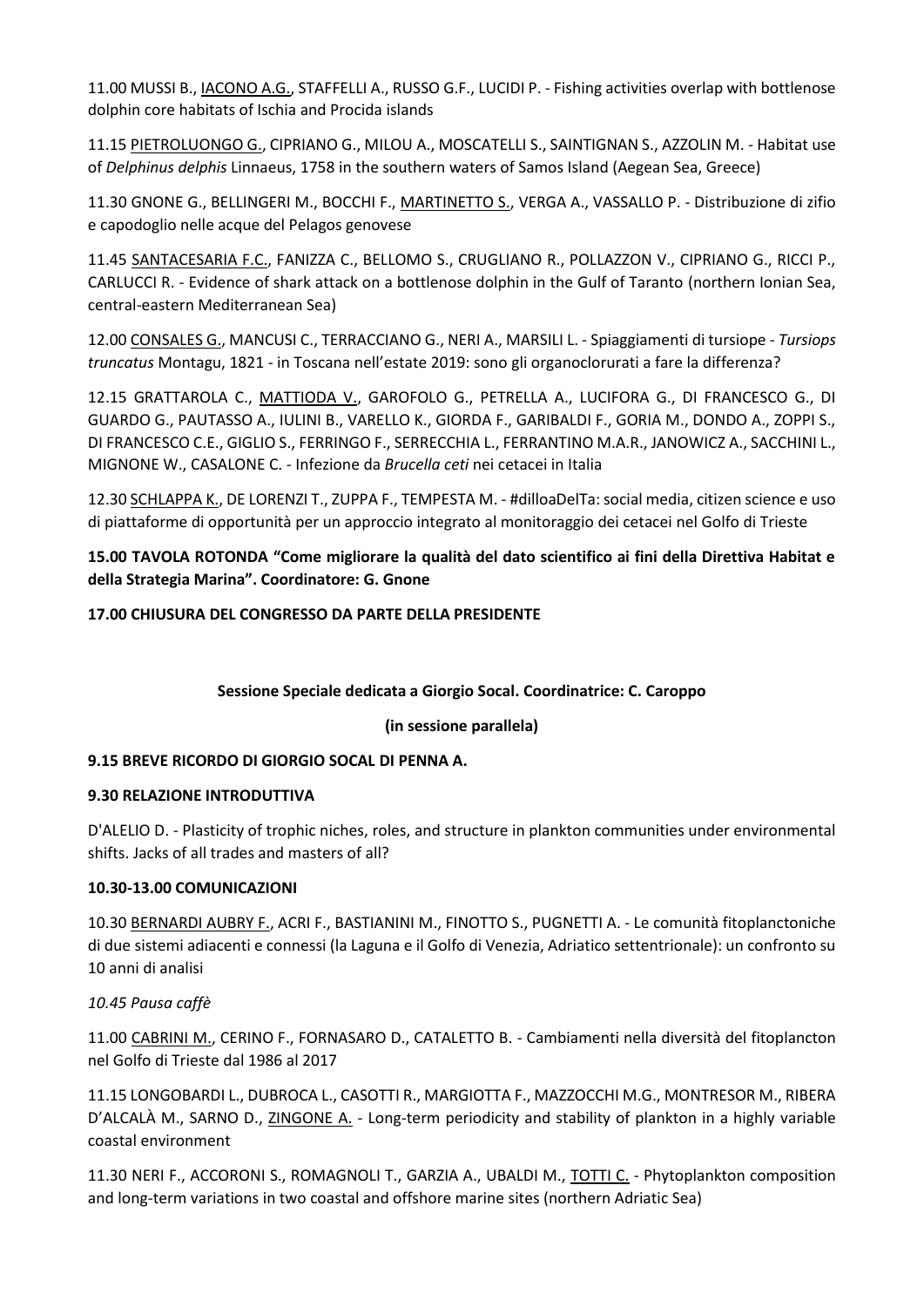11.00 MUSSI B., <u>IACONO A.G.</u>, STAFFELLI A., RUSSO G.F., LUCIDI P. - Fishing activities overlap with bottlenose dolphin core habitats of Ischia and Procida islands

11.15 <u>PIETROLUONGO G.</u>, CIPRIANO G., MILOU A., MOSCATELLI S., SAINTIGNAN S., AZZOLIN M. - Habitat use of *Delphinus delphis* Linnaeus, 1758 in the southern waters of Samos Island (Aegean Sea, Greece)

11.30 GNONE G., BELLINGERI M., BOCCHI F., <u>MARTINETTO S.</u>, VERGA A., VASSALLO P. - Distribuzione di zifio e capodoglio nelle acque del Pelagos genovese

11.45 <u>SANTACESARIA F.C.</u>, FANIZZA C., BELLOMO S., CRUGLIANO R., POLLAZZON V., CIPRIANO G., RICCI P., CARLUCCI R. - Evidence of shark attack on a bottlenose dolphin in the Gulf of Taranto (northern Ionian Sea, central-eastern Mediterranean Sea)

12.00 <u>CONSALES G.</u>, MANCUSI C., TERRACCIANO G., NERI A., MARSILI L. - Spiaggiamenti di tursiope - *Tursiops truncatus* Montagu, 1821 - in Toscana nell'estate 2019: sono gli organoclorurati a fare la differenza?

12.15 GRATTAROLA C., <u>MATTIODA V.</u>, GAROFOLO G., PETRELLA A., LUCIFORA G., DI FRANCESCO G., DI GUARDO G., PAUTASSO A., IULINI B., VARELLO K., GIORDA F., GARIBALDI F., GORIA M., DONDO A., ZOPPI S., DI FRANCESCO C.E., GIGLIO S., FERRINGO F., SERRECCHIA L., FERRANTINO M.A.R., JANOWICZ A., SACCHINI L., MIGNONE W., CASALONE C. - Infezione da *Brucella ceti* nei cetacei in Italia

12.30 <u>SCHLAPPA K.</u>, DE LORENZI T., ZUPPA F., TEMPESTA M. - #dilloaDelTa: social media, citizen science e uso di piattaforme di opportunità per un approccio integrato al monitoraggio dei cetacei nel Golfo di Trieste

**15.00 TAVOLA ROTONDA "Come migliorare la qualità del dato scientifico ai fini della Direttiva Habitat e della Strategia Marina". Coordinatore: G. Gnone**

**17.00 CHIUSURA DEL CONGRESSO DA PARTE DELLA PRESIDENTE**

**Sessione Speciale dedicata a Giorgio Socal. Coordinatrice: C. Caroppo**

**(in sessione parallela)**

**9.15 BREVE RICORDO DI GIORGIO SOCAL DI PENNA A.**

**9.30 RELAZIONE INTRODUTTIVA**

D'ALELIO D. - Plasticity of trophic niches, roles, and structure in plankton communities under environmental shifts. Jacks of all trades and masters of all?

**10.30-13.00 COMUNICAZIONI**

10.30 <u>BERNARDI AUBRY F.</u>, ACRI F., BASTIANINI M., FINOTTO S., PUGNETTI A. - Le comunità fitoplanctoniche di due sistemi adiacenti e connessi (la Laguna e il Golfo di Venezia, Adriatico settentrionale): un confronto su 10 anni di analisi

*10.45 Pausa caffè*

11.00 <u>CABRINI M.</u>, CERINO F., FORNASARO D., CATALETTO B. - Cambiamenti nella diversità del fitoplancton nel Golfo di Trieste dal 1986 al 2017

11.15 LONGOBARDI L., DUBROCA L., CASOTTI R., MARGIOTTA F., MAZZOCCHI M.G., MONTRESOR M., RIBERA D'ALCALÀ M., SARNO D., <u>ZINGONE A.</u> - Long-term periodicity and stability of plankton in a highly variable coastal environment

11.30 NERI F., ACCORONI S., ROMAGNOLI T., GARZIA A., UBALDI M., <u>TOTTI C.</u> - Phytoplankton composition and long-term variations in two coastal and offshore marine sites (northern Adriatic Sea)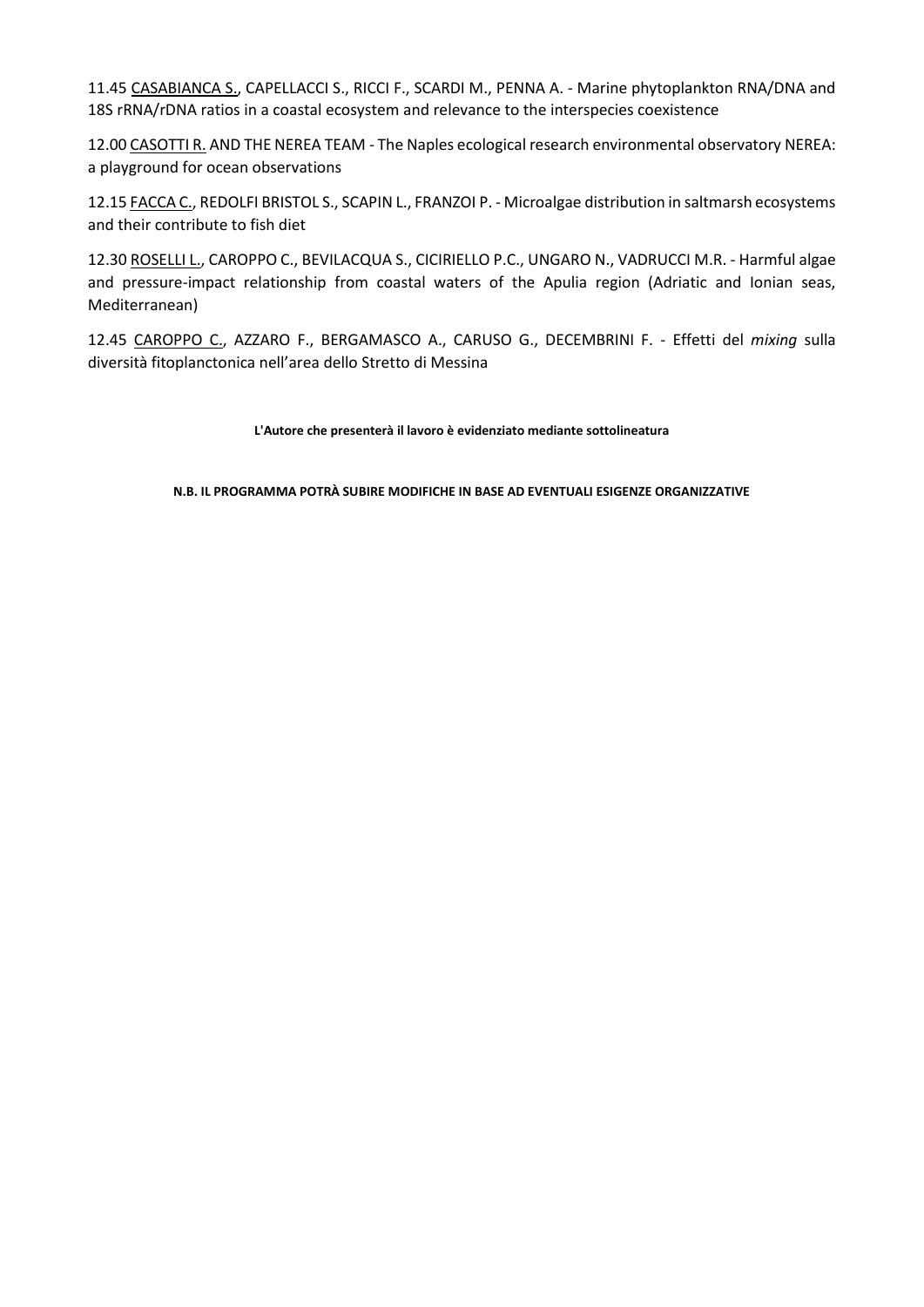11.45 <u>CASABIANCA S.</u>, CAPELLACCI S., RICCI F., SCARDI M., PENNA A. - Marine phytoplankton RNA/DNA and 18S rRNA/rDNA ratios in a coastal ecosystem and relevance to the interspecies coexistence

12.00 <u>CASOTTI R.</u> AND THE NEREA TEAM - The Naples ecological research environmental observatory NEREA: a playground for ocean observations

12.15 <u>FACCA C.</u>, REDOLFI BRISTOL S., SCAPIN L., FRANZOI P. - Microalgae distribution in saltmarsh ecosystems and their contribute to fish diet

12.30 <u>ROSELLI L.</u>, CAROPPO C., BEVILACQUA S., CICIRIELLO P.C., UNGARO N., VADRUCCI M.R. - Harmful algae and pressure-impact relationship from coastal waters of the Apulia region (Adriatic and Ionian seas, Mediterranean)

12.45 <u>CAROPPO C.</u>, AZZARO F., BERGAMASCO A., CARUSO G., DECEMBRINI F. - Effetti del *mixing* sulla diversità fitoplanctonica nell'area dello Stretto di Messina

**L'Autore che presenterà il lavoro è evidenziato mediante sottolineatura**

**N.B. IL PROGRAMMA POTRÀ SUBIRE MODIFICHE IN BASE AD EVENTUALI ESIGENZE ORGANIZZATIVE**